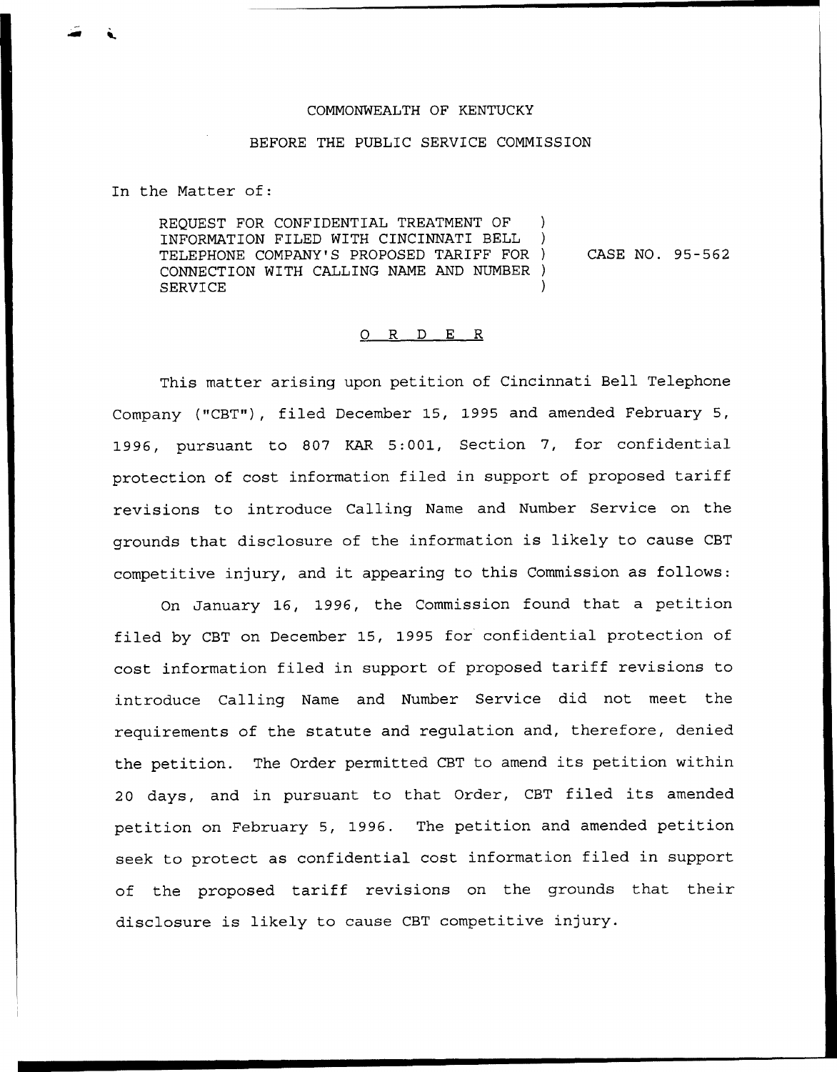COMMONWEALTH OF KENTUCKY

BEFORE THE PUBLIC SERVICE COMMISSION

In the Matter of:

| | | |
|---|---|---|
| REQUEST FOR CONFIDENTIAL TREATMENT OF INFORMATION FILED WITH CINCINNATI BELL TELEPHONE COMPANY'S PROPOSED TARIFF FOR CONNECTION WITH CALLING NAME AND NUMBER SERVICE | ) ) ) ) ) | CASE NO. 95-562 |

# O R D E R

This matter arising upon petition of Cincinnati Bell Telephone Company ("CBT"), filed December 15, 1995 and amended February 5, 1996, pursuant to 807 KAR 5:001, Section 7, for confidential protection of cost information filed in support of proposed tariff revisions to introduce Calling Name and Number Service on the grounds that disclosure of the information is likely to cause CBT competitive injury, and it appearing to this Commission as follows:

On January 16, 1996, the Commission found that a petition filed by CBT on December 15, 1995 for confidential protection of cost information filed in support of proposed tariff revisions to introduce Calling Name and Number Service did not meet the requirements of the statute and regulation and, therefore, denied the petition. The Order permitted CBT to amend its petition within 20 days, and in pursuant to that Order, CBT filed its amended petition on February 5, 1996. The petition and amended petition seek to protect as confidential cost information filed in support of the proposed tariff revisions on the grounds that their disclosure is likely to cause CBT competitive injury.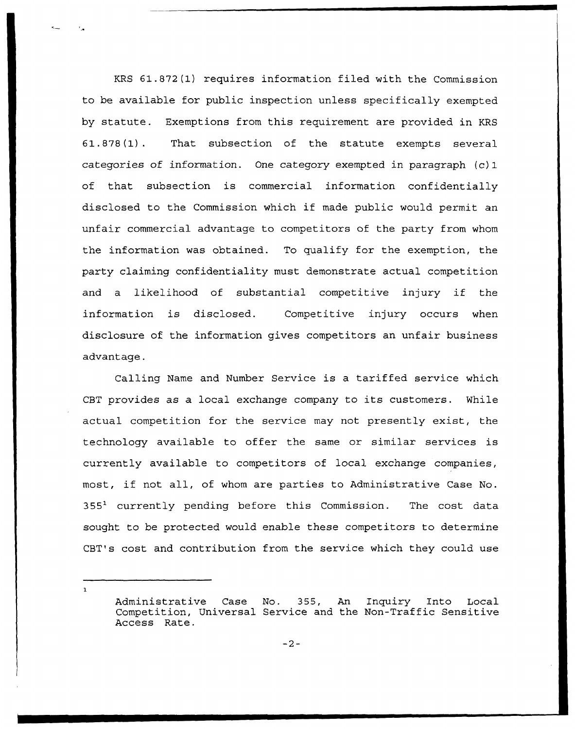KRS 61.872(1) requires information filed with the Commission to be available for public inspection unless specifically exempted by statute. Exemptions from this requirement are provided in KRS 61.878(1). That subsection of the statute exempts several categories of information. One category exempted in paragraph (c)1 of that subsection is commercial information confidentially disclosed to the Commission which if made public would permit an unfair commercial advantage to competitors of the party from whom the information was obtained. To qualify for the exemption, the party claiming confidentiality must demonstrate actual competition and a likelihood of substantial competitive injury if the information is disclosed. Competitive injury occurs when disclosure of the information gives competitors an unfair business advantage.

Calling Name and Number Service is a tariffed service which CBT provides as a local exchange company to its customers. While actual competition for the service may not presently exist, the technology available to offer the same or similar services is currently available to competitors of local exchange companies, most, if not all, of whom are parties to Administrative Case No. 355[1] currently pending before this Commission. The cost data sought to be protected would enable these competitors to determine CBT's cost and contribution from the service which they could use

[1] Administrative Case No. 355, An Inquiry Into Local Competition, Universal Service and the Non-Traffic Sensitive Access Rate.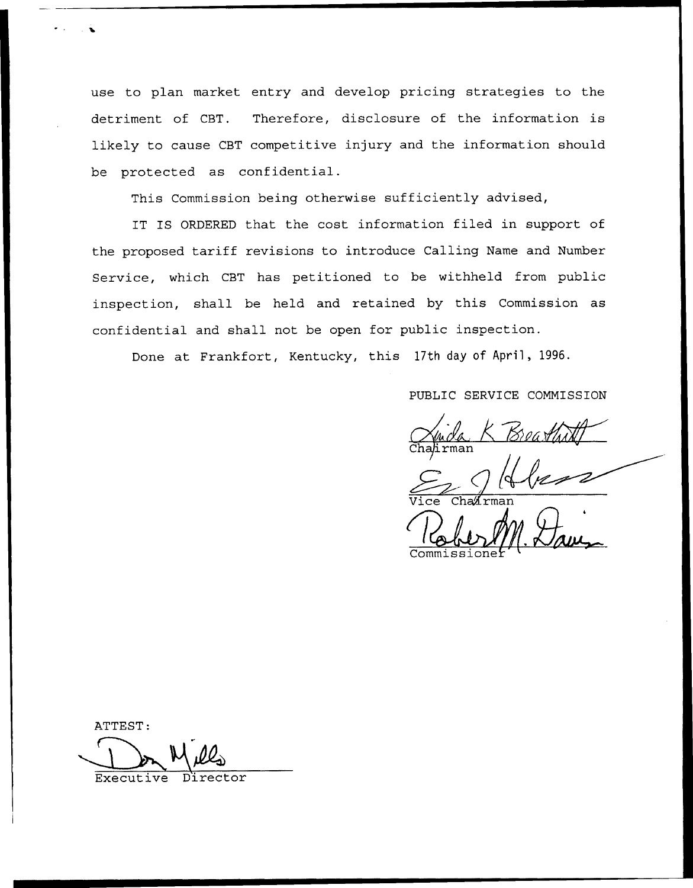use to plan market entry and develop pricing strategies to the detriment of CBT. Therefore, disclosure of the information is likely to cause CBT competitive injury and the information should be protected as confidential.

This Commission being otherwise sufficiently advised,

IT IS ORDERED that the cost information filed in support of the proposed tariff revisions to introduce Calling Name and Number Service, which CBT has petitioned to be withheld from public inspection, shall be held and retained by this Commission as confidential and shall not be open for public inspection.

Done at Frankfort, Kentucky, this 17th day of April, 1996.

PUBLIC SERVICE COMMISSION

Linda K Breathitt
Chairman

Vice Chairman

Robert M. Davis
Commissioner

ATTEST:

Don Mills
Executive Director